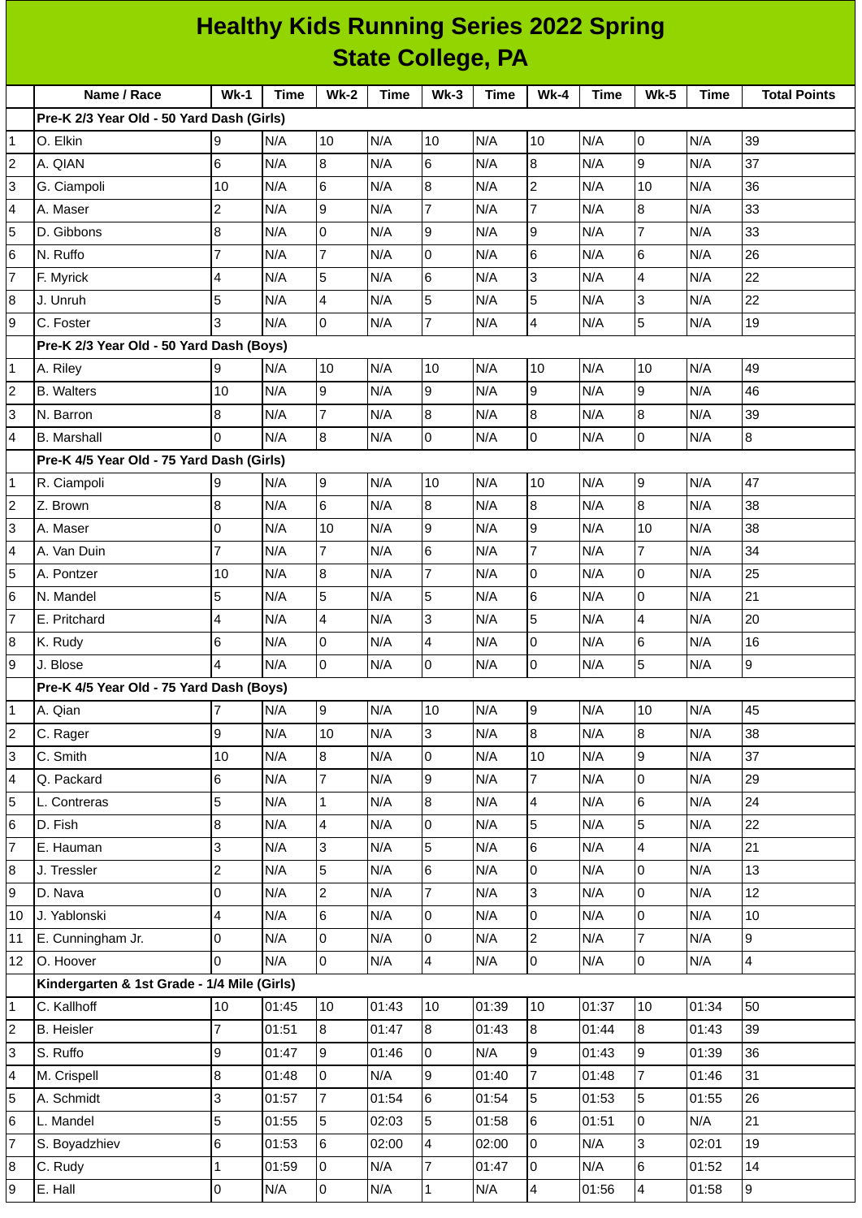# Healthy Kids Running Series 2022 Spring
## State College, PA

| | Name / Race | Wk-1 | Time | Wk-2 | Time | Wk-3 | Time | Wk-4 | Time | Wk-5 | Time | Total Points |
|---|---|---|---|---|---|---|---|---|---|---|---|---|
| | **Pre-K 2/3 Year Old - 50 Yard Dash (Girls)** | | | | | | | | | | | |
| 1 | O. Elkin | 9 | N/A | 10 | N/A | 10 | N/A | 10 | N/A | 0 | N/A | 39 |
| 2 | A. QIAN | 6 | N/A | 8 | N/A | 6 | N/A | 8 | N/A | 9 | N/A | 37 |
| 3 | G. Ciampoli | 10 | N/A | 6 | N/A | 8 | N/A | 2 | N/A | 10 | N/A | 36 |
| 4 | A. Maser | 2 | N/A | 9 | N/A | 7 | N/A | 7 | N/A | 8 | N/A | 33 |
| 5 | D. Gibbons | 8 | N/A | 0 | N/A | 9 | N/A | 9 | N/A | 7 | N/A | 33 |
| 6 | N. Ruffo | 7 | N/A | 7 | N/A | 0 | N/A | 6 | N/A | 6 | N/A | 26 |
| 7 | F. Myrick | 4 | N/A | 5 | N/A | 6 | N/A | 3 | N/A | 4 | N/A | 22 |
| 8 | J. Unruh | 5 | N/A | 4 | N/A | 5 | N/A | 5 | N/A | 3 | N/A | 22 |
| 9 | C. Foster | 3 | N/A | 0 | N/A | 7 | N/A | 4 | N/A | 5 | N/A | 19 |
| | **Pre-K 2/3 Year Old - 50 Yard Dash (Boys)** | | | | | | | | | | | |
| 1 | A. Riley | 9 | N/A | 10 | N/A | 10 | N/A | 10 | N/A | 10 | N/A | 49 |
| 2 | B. Walters | 10 | N/A | 9 | N/A | 9 | N/A | 9 | N/A | 9 | N/A | 46 |
| 3 | N. Barron | 8 | N/A | 7 | N/A | 8 | N/A | 8 | N/A | 8 | N/A | 39 |
| 4 | B. Marshall | 0 | N/A | 8 | N/A | 0 | N/A | 0 | N/A | 0 | N/A | 8 |
| | **Pre-K 4/5 Year Old - 75 Yard Dash (Girls)** | | | | | | | | | | | |
| 1 | R. Ciampoli | 9 | N/A | 9 | N/A | 10 | N/A | 10 | N/A | 9 | N/A | 47 |
| 2 | Z. Brown | 8 | N/A | 6 | N/A | 8 | N/A | 8 | N/A | 8 | N/A | 38 |
| 3 | A. Maser | 0 | N/A | 10 | N/A | 9 | N/A | 9 | N/A | 10 | N/A | 38 |
| 4 | A. Van Duin | 7 | N/A | 7 | N/A | 6 | N/A | 7 | N/A | 7 | N/A | 34 |
| 5 | A. Pontzer | 10 | N/A | 8 | N/A | 7 | N/A | 0 | N/A | 0 | N/A | 25 |
| 6 | N. Mandel | 5 | N/A | 5 | N/A | 5 | N/A | 6 | N/A | 0 | N/A | 21 |
| 7 | E. Pritchard | 4 | N/A | 4 | N/A | 3 | N/A | 5 | N/A | 4 | N/A | 20 |
| 8 | K. Rudy | 6 | N/A | 0 | N/A | 4 | N/A | 0 | N/A | 6 | N/A | 16 |
| 9 | J. Blose | 4 | N/A | 0 | N/A | 0 | N/A | 0 | N/A | 5 | N/A | 9 |
| | **Pre-K 4/5 Year Old - 75 Yard Dash (Boys)** | | | | | | | | | | | |
| 1 | A. Qian | 7 | N/A | 9 | N/A | 10 | N/A | 9 | N/A | 10 | N/A | 45 |
| 2 | C. Rager | 9 | N/A | 10 | N/A | 3 | N/A | 8 | N/A | 8 | N/A | 38 |
| 3 | C. Smith | 10 | N/A | 8 | N/A | 0 | N/A | 10 | N/A | 9 | N/A | 37 |
| 4 | Q. Packard | 6 | N/A | 7 | N/A | 9 | N/A | 7 | N/A | 0 | N/A | 29 |
| 5 | L. Contreras | 5 | N/A | 1 | N/A | 8 | N/A | 4 | N/A | 6 | N/A | 24 |
| 6 | D. Fish | 8 | N/A | 4 | N/A | 0 | N/A | 5 | N/A | 5 | N/A | 22 |
| 7 | E. Hauman | 3 | N/A | 3 | N/A | 5 | N/A | 6 | N/A | 4 | N/A | 21 |
| 8 | J. Tressler | 2 | N/A | 5 | N/A | 6 | N/A | 0 | N/A | 0 | N/A | 13 |
| 9 | D. Nava | 0 | N/A | 2 | N/A | 7 | N/A | 3 | N/A | 0 | N/A | 12 |
| 10 | J. Yablonski | 4 | N/A | 6 | N/A | 0 | N/A | 0 | N/A | 0 | N/A | 10 |
| 11 | E. Cunningham Jr. | 0 | N/A | 0 | N/A | 0 | N/A | 2 | N/A | 7 | N/A | 9 |
| 12 | O. Hoover | 0 | N/A | 0 | N/A | 4 | N/A | 0 | N/A | 0 | N/A | 4 |
| | **Kindergarten & 1st Grade - 1/4 Mile (Girls)** | | | | | | | | | | | |
| 1 | C. Kallhoff | 10 | 01:45 | 10 | 01:43 | 10 | 01:39 | 10 | 01:37 | 10 | 01:34 | 50 |
| 2 | B. Heisler | 7 | 01:51 | 8 | 01:47 | 8 | 01:43 | 8 | 01:44 | 8 | 01:43 | 39 |
| 3 | S. Ruffo | 9 | 01:47 | 9 | 01:46 | 0 | N/A | 9 | 01:43 | 9 | 01:39 | 36 |
| 4 | M. Crispell | 8 | 01:48 | 0 | N/A | 9 | 01:40 | 7 | 01:48 | 7 | 01:46 | 31 |
| 5 | A. Schmidt | 3 | 01:57 | 7 | 01:54 | 6 | 01:54 | 5 | 01:53 | 5 | 01:55 | 26 |
| 6 | L. Mandel | 5 | 01:55 | 5 | 02:03 | 5 | 01:58 | 6 | 01:51 | 0 | N/A | 21 |
| 7 | S. Boyadzhiev | 6 | 01:53 | 6 | 02:00 | 4 | 02:00 | 0 | N/A | 3 | 02:01 | 19 |
| 8 | C. Rudy | 1 | 01:59 | 0 | N/A | 7 | 01:47 | 0 | N/A | 6 | 01:52 | 14 |
| 9 | E. Hall | 0 | N/A | 0 | N/A | 1 | N/A | 4 | 01:56 | 4 | 01:58 | 9 |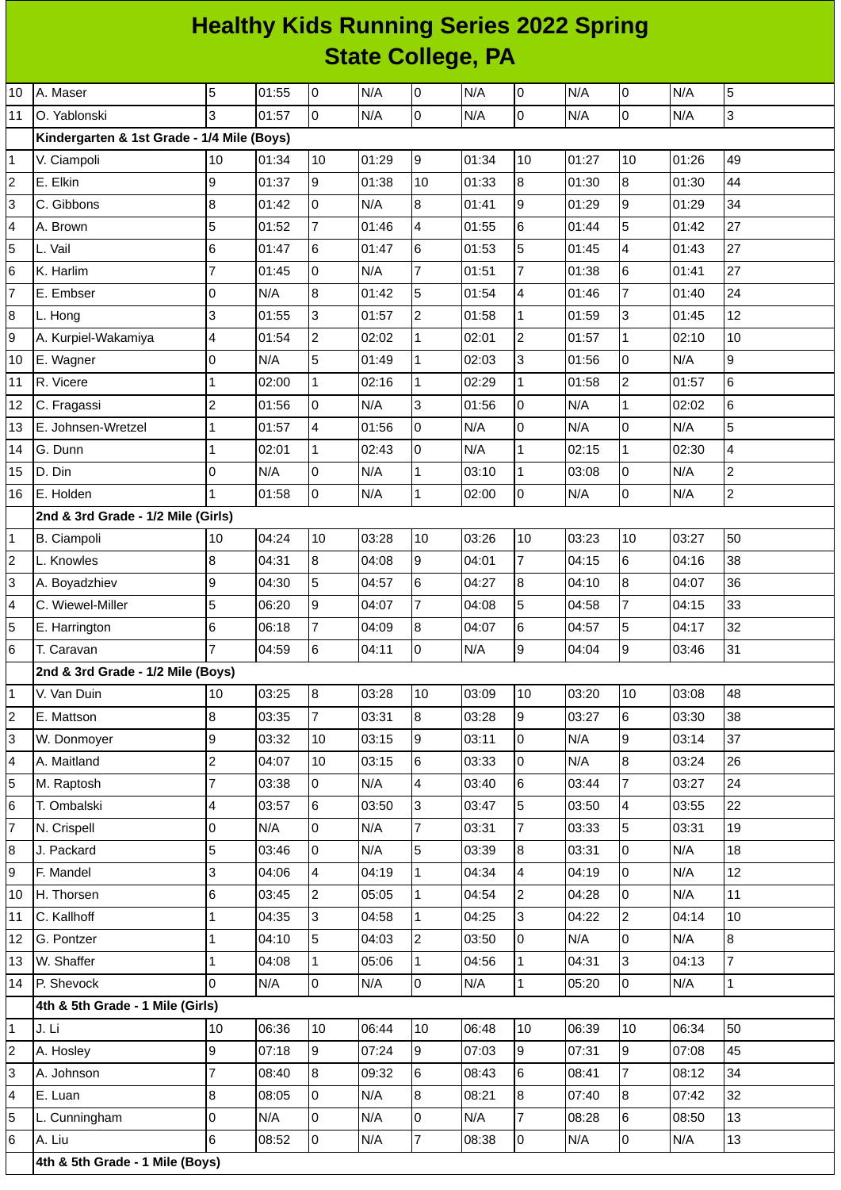# Healthy Kids Running Series 2022 Spring
## State College, PA

| | | | | | | | | | | | | |
|---|---|---|---|---|---|---|---|---|---|---|---|---|
| 10 | A. Maser | 5 | 01:55 | 0 | N/A | 0 | N/A | 0 | N/A | 0 | N/A | 5 |
| 11 | O. Yablonski | 3 | 01:57 | 0 | N/A | 0 | N/A | 0 | N/A | 0 | N/A | 3 |
| | **Kindergarten & 1st Grade - 1/4 Mile (Boys)** | | | | | | | | | | | |
| 1 | V. Ciampoli | 10 | 01:34 | 10 | 01:29 | 9 | 01:34 | 10 | 01:27 | 10 | 01:26 | 49 |
| 2 | E. Elkin | 9 | 01:37 | 9 | 01:38 | 10 | 01:33 | 8 | 01:30 | 8 | 01:30 | 44 |
| 3 | C. Gibbons | 8 | 01:42 | 0 | N/A | 8 | 01:41 | 9 | 01:29 | 9 | 01:29 | 34 |
| 4 | A. Brown | 5 | 01:52 | 7 | 01:46 | 4 | 01:55 | 6 | 01:44 | 5 | 01:42 | 27 |
| 5 | L. Vail | 6 | 01:47 | 6 | 01:47 | 6 | 01:53 | 5 | 01:45 | 4 | 01:43 | 27 |
| 6 | K. Harlim | 7 | 01:45 | 0 | N/A | 7 | 01:51 | 7 | 01:38 | 6 | 01:41 | 27 |
| 7 | E. Embser | 0 | N/A | 8 | 01:42 | 5 | 01:54 | 4 | 01:46 | 7 | 01:40 | 24 |
| 8 | L. Hong | 3 | 01:55 | 3 | 01:57 | 2 | 01:58 | 1 | 01:59 | 3 | 01:45 | 12 |
| 9 | A. Kurpiel-Wakamiya | 4 | 01:54 | 2 | 02:02 | 1 | 02:01 | 2 | 01:57 | 1 | 02:10 | 10 |
| 10 | E. Wagner | 0 | N/A | 5 | 01:49 | 1 | 02:03 | 3 | 01:56 | 0 | N/A | 9 |
| 11 | R. Vicere | 1 | 02:00 | 1 | 02:16 | 1 | 02:29 | 1 | 01:58 | 2 | 01:57 | 6 |
| 12 | C. Fragassi | 2 | 01:56 | 0 | N/A | 3 | 01:56 | 0 | N/A | 1 | 02:02 | 6 |
| 13 | E. Johnsen-Wretzel | 1 | 01:57 | 4 | 01:56 | 0 | N/A | 0 | N/A | 0 | N/A | 5 |
| 14 | G. Dunn | 1 | 02:01 | 1 | 02:43 | 0 | N/A | 1 | 02:15 | 1 | 02:30 | 4 |
| 15 | D. Din | 0 | N/A | 0 | N/A | 1 | 03:10 | 1 | 03:08 | 0 | N/A | 2 |
| 16 | E. Holden | 1 | 01:58 | 0 | N/A | 1 | 02:00 | 0 | N/A | 0 | N/A | 2 |
| | **2nd & 3rd Grade - 1/2 Mile (Girls)** | | | | | | | | | | | |
| 1 | B. Ciampoli | 10 | 04:24 | 10 | 03:28 | 10 | 03:26 | 10 | 03:23 | 10 | 03:27 | 50 |
| 2 | L. Knowles | 8 | 04:31 | 8 | 04:08 | 9 | 04:01 | 7 | 04:15 | 6 | 04:16 | 38 |
| 3 | A. Boyadzhiev | 9 | 04:30 | 5 | 04:57 | 6 | 04:27 | 8 | 04:10 | 8 | 04:07 | 36 |
| 4 | C. Wiewel-Miller | 5 | 06:20 | 9 | 04:07 | 7 | 04:08 | 5 | 04:58 | 7 | 04:15 | 33 |
| 5 | E. Harrington | 6 | 06:18 | 7 | 04:09 | 8 | 04:07 | 6 | 04:57 | 5 | 04:17 | 32 |
| 6 | T. Caravan | 7 | 04:59 | 6 | 04:11 | 0 | N/A | 9 | 04:04 | 9 | 03:46 | 31 |
| | **2nd & 3rd Grade - 1/2 Mile (Boys)** | | | | | | | | | | | |
| 1 | V. Van Duin | 10 | 03:25 | 8 | 03:28 | 10 | 03:09 | 10 | 03:20 | 10 | 03:08 | 48 |
| 2 | E. Mattson | 8 | 03:35 | 7 | 03:31 | 8 | 03:28 | 9 | 03:27 | 6 | 03:30 | 38 |
| 3 | W. Donmoyer | 9 | 03:32 | 10 | 03:15 | 9 | 03:11 | 0 | N/A | 9 | 03:14 | 37 |
| 4 | A. Maitland | 2 | 04:07 | 10 | 03:15 | 6 | 03:33 | 0 | N/A | 8 | 03:24 | 26 |
| 5 | M. Raptosh | 7 | 03:38 | 0 | N/A | 4 | 03:40 | 6 | 03:44 | 7 | 03:27 | 24 |
| 6 | T. Ombalski | 4 | 03:57 | 6 | 03:50 | 3 | 03:47 | 5 | 03:50 | 4 | 03:55 | 22 |
| 7 | N. Crispell | 0 | N/A | 0 | N/A | 7 | 03:31 | 7 | 03:33 | 5 | 03:31 | 19 |
| 8 | J. Packard | 5 | 03:46 | 0 | N/A | 5 | 03:39 | 8 | 03:31 | 0 | N/A | 18 |
| 9 | F. Mandel | 3 | 04:06 | 4 | 04:19 | 1 | 04:34 | 4 | 04:19 | 0 | N/A | 12 |
| 10 | H. Thorsen | 6 | 03:45 | 2 | 05:05 | 1 | 04:54 | 2 | 04:28 | 0 | N/A | 11 |
| 11 | C. Kallhoff | 1 | 04:35 | 3 | 04:58 | 1 | 04:25 | 3 | 04:22 | 2 | 04:14 | 10 |
| 12 | G. Pontzer | 1 | 04:10 | 5 | 04:03 | 2 | 03:50 | 0 | N/A | 0 | N/A | 8 |
| 13 | W. Shaffer | 1 | 04:08 | 1 | 05:06 | 1 | 04:56 | 1 | 04:31 | 3 | 04:13 | 7 |
| 14 | P. Shevock | 0 | N/A | 0 | N/A | 0 | N/A | 1 | 05:20 | 0 | N/A | 1 |
| | **4th & 5th Grade - 1 Mile (Girls)** | | | | | | | | | | | |
| 1 | J. Li | 10 | 06:36 | 10 | 06:44 | 10 | 06:48 | 10 | 06:39 | 10 | 06:34 | 50 |
| 2 | A. Hosley | 9 | 07:18 | 9 | 07:24 | 9 | 07:03 | 9 | 07:31 | 9 | 07:08 | 45 |
| 3 | A. Johnson | 7 | 08:40 | 8 | 09:32 | 6 | 08:43 | 6 | 08:41 | 7 | 08:12 | 34 |
| 4 | E. Luan | 8 | 08:05 | 0 | N/A | 8 | 08:21 | 8 | 07:40 | 8 | 07:42 | 32 |
| 5 | L. Cunningham | 0 | N/A | 0 | N/A | 0 | N/A | 7 | 08:28 | 6 | 08:50 | 13 |
| 6 | A. Liu | 6 | 08:52 | 0 | N/A | 7 | 08:38 | 0 | N/A | 0 | N/A | 13 |
| | **4th & 5th Grade - 1 Mile (Boys)** | | | | | | | | | | | |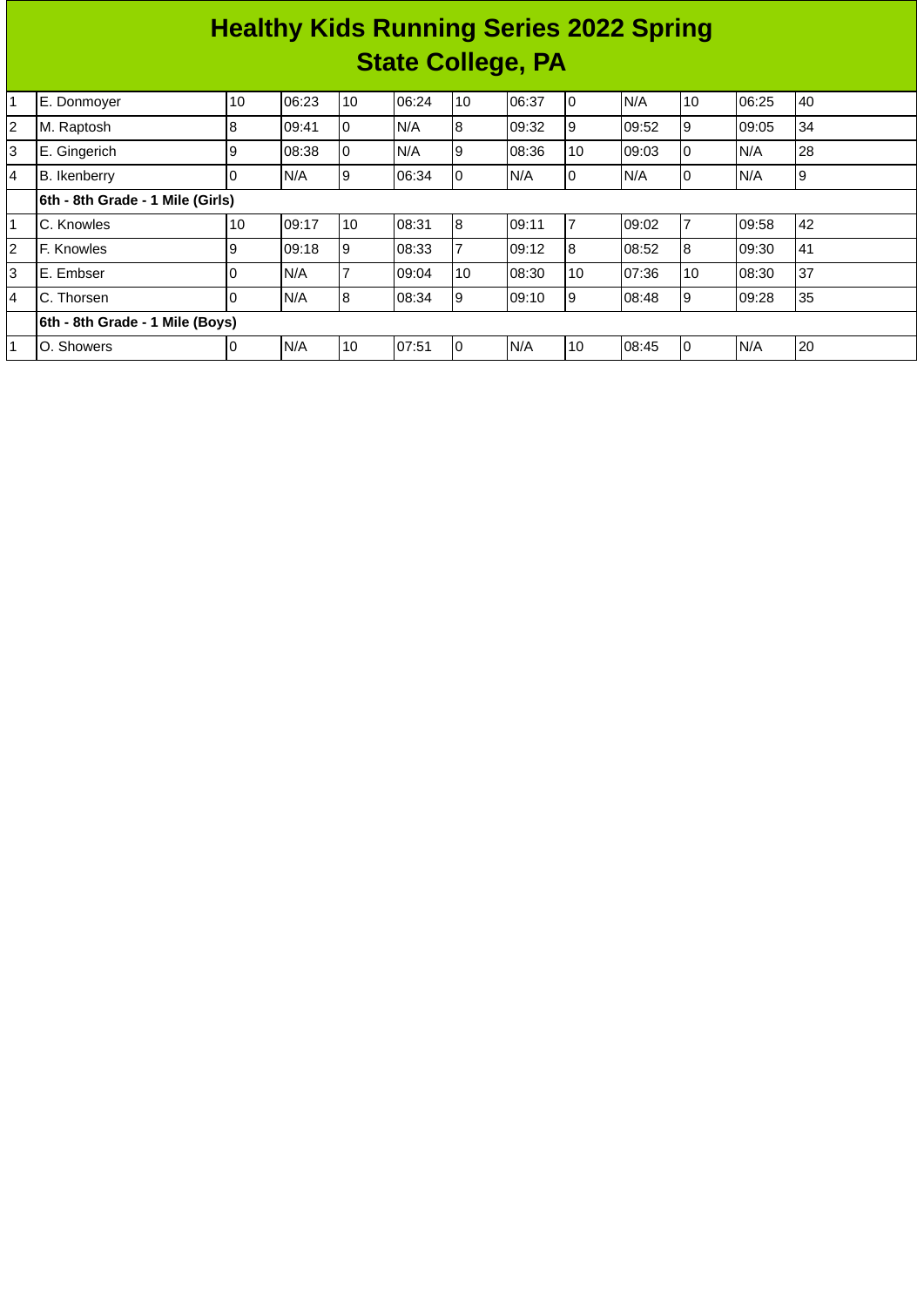# Healthy Kids Running Series 2022 Spring
## State College, PA

| | | | | | | | | | | | | |
|---|---|---|---|---|---|---|---|---|---|---|---|---|
| 1 | E. Donmoyer | 10 | 06:23 | 10 | 06:24 | 10 | 06:37 | 0 | N/A | 10 | 06:25 | 40 |
| 2 | M. Raptosh | 8 | 09:41 | 0 | N/A | 8 | 09:32 | 9 | 09:52 | 9 | 09:05 | 34 |
| 3 | E. Gingerich | 9 | 08:38 | 0 | N/A | 9 | 08:36 | 10 | 09:03 | 0 | N/A | 28 |
| 4 | B. Ikenberry | 0 | N/A | 9 | 06:34 | 0 | N/A | 0 | N/A | 0 | N/A | 9 |
| | **6th - 8th Grade - 1 Mile (Girls)** | | | | | | | | | | | |
| 1 | C. Knowles | 10 | 09:17 | 10 | 08:31 | 8 | 09:11 | 7 | 09:02 | 7 | 09:58 | 42 |
| 2 | F. Knowles | 9 | 09:18 | 9 | 08:33 | 7 | 09:12 | 8 | 08:52 | 8 | 09:30 | 41 |
| 3 | E. Embser | 0 | N/A | 7 | 09:04 | 10 | 08:30 | 10 | 07:36 | 10 | 08:30 | 37 |
| 4 | C. Thorsen | 0 | N/A | 8 | 08:34 | 9 | 09:10 | 9 | 08:48 | 9 | 09:28 | 35 |
| | **6th - 8th Grade - 1 Mile (Boys)** | | | | | | | | | | | |
| 1 | O. Showers | 0 | N/A | 10 | 07:51 | 0 | N/A | 10 | 08:45 | 0 | N/A | 20 |